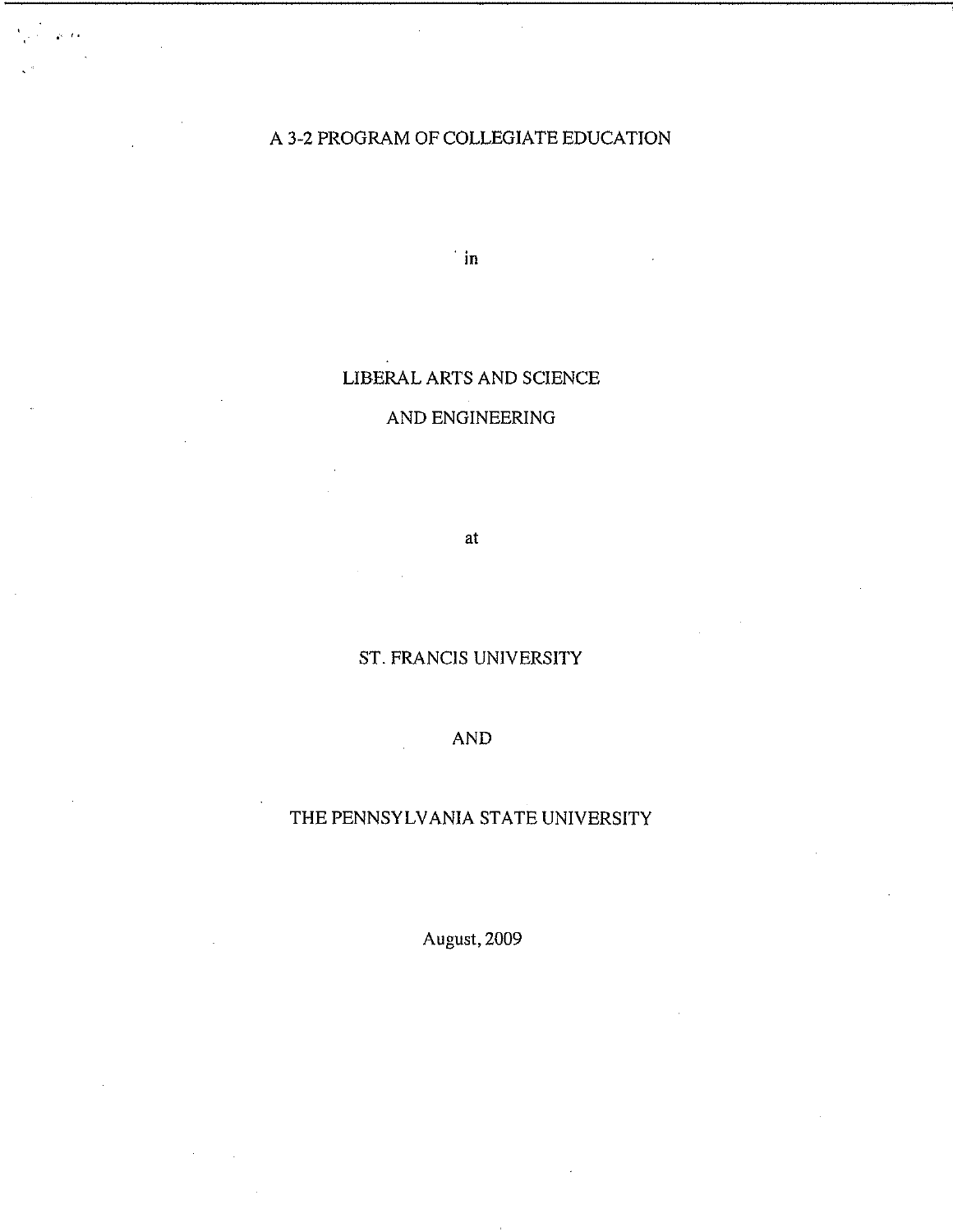# A 3-2 PROGRAM OF COLLEGIATE EDUCATION

in

## LIBERAL ARTS AND SCIENCE

## AND ENGINEERING

at

## ST. FRANCIS UNIVERSITY

AND

## THE PENNSYLVANIA STATE UNIVERSITY

August, 2009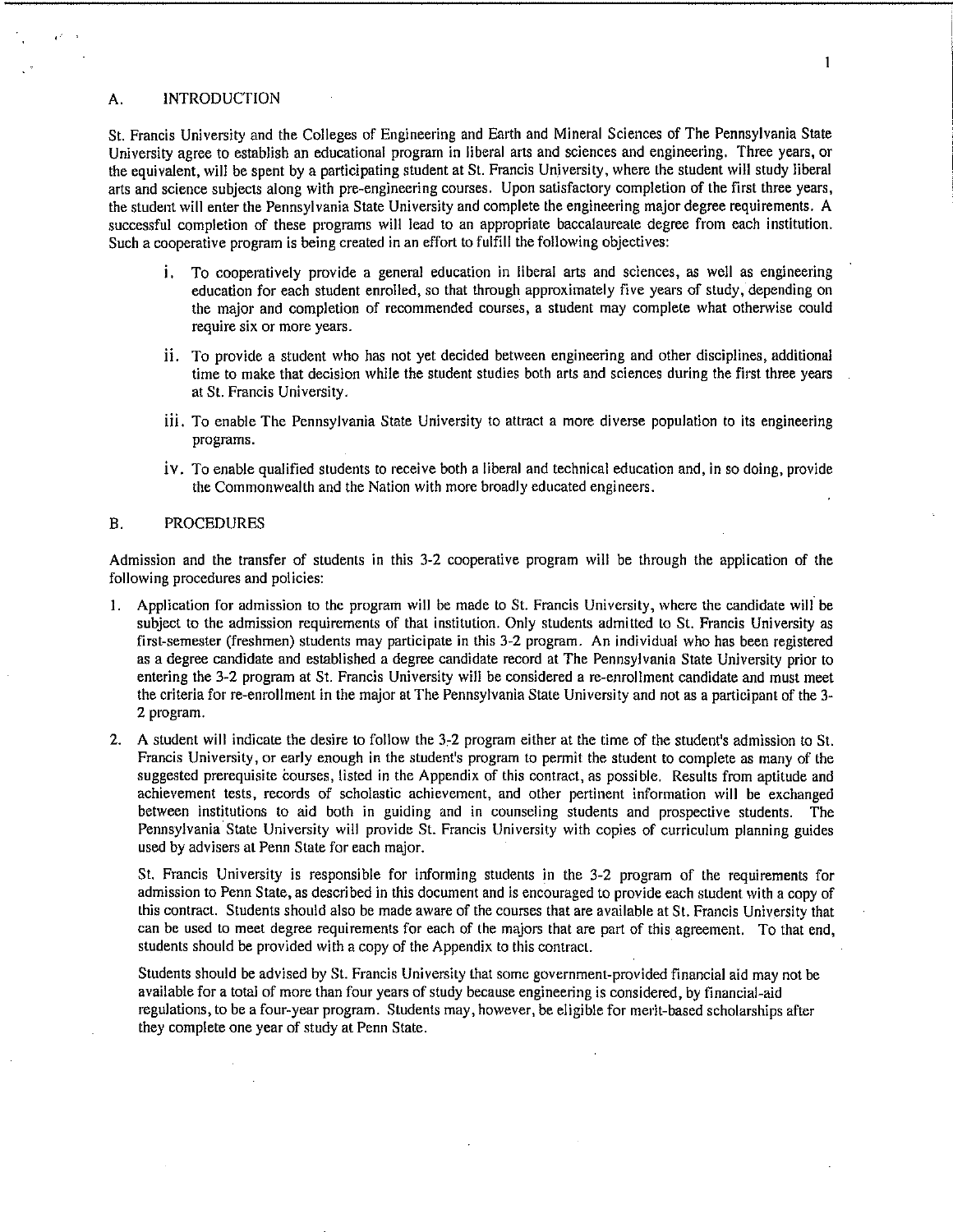## A. INTRODUCTION

St. Francis University and the Colleges of Engineering and Earth and Mineral Sciences of The Pennsylvania State University agree to establish an educational program in liberal arts and sciences and engineering. Three years, or the equivalent, will be spent by a participating student at St. Francis University, where the student will study liberal arts and science subjects along with pre-engineering courses. Upon satisfactory completion of the first three years, the student will enter the Pennsylvania State University and complete the engineering major degree requirements. A successful completion of these programs will lead to an appropriate baccalaureate degree from each institution. Such a cooperative program is being created in an effort to fulfill the following objectives:

i. To cooperatively provide a general education in liberal arts and sciences, as well as engineering education for each student enrolled, so that through approximately five years of study, depending on the major and completion of recommended courses, a student may complete what otherwise could require six or more years.

ii. To provide a student who has not yet decided between engineering and other disciplines, additional time to make that decision while the student studies both arts and sciences during the first three years at St. Francis University.

iii. To enable The Pennsylvania State University to attract a more diverse population to its engineering programs.

iv. To enable qualified students to receive both a liberal and technical education and, in so doing, provide the Commonwealth and the Nation with more broadly educated engineers.

## B. PROCEDURES

Admission and the transfer of students in this 3-2 cooperative program will be through the application of the following procedures and policies:

1. Application for admission to the program will be made to St. Francis University, where the candidate will be subject to the admission requirements of that institution. Only students admitted to St. Francis University as first-semester (freshmen) students may participate in this 3-2 program. An individual who has been registered as a degree candidate and established a degree candidate record at The Pennsylvania State University prior to entering the 3-2 program at St. Francis University will be considered a re-enrollment candidate and must meet the criteria for re-enrollment in the major at The Pennsylvania State University and not as a participant of the 3-2 program.

2. A student will indicate the desire to follow the 3-2 program either at the time of the student's admission to St. Francis University, or early enough in the student's program to permit the student to complete as many of the suggested prerequisite courses, listed in the Appendix of this contract, as possible. Results from aptitude and achievement tests, records of scholastic achievement, and other pertinent information will be exchanged between institutions to aid both in guiding and in counseling students and prospective students. The Pennsylvania State University will provide St. Francis University with copies of curriculum planning guides used by advisers at Penn State for each major.

   St. Francis University is responsible for informing students in the 3-2 program of the requirements for admission to Penn State, as described in this document and is encouraged to provide each student with a copy of this contract. Students should also be made aware of the courses that are available at St. Francis University that can be used to meet degree requirements for each of the majors that are part of this agreement. To that end, students should be provided with a copy of the Appendix to this contract.

   Students should be advised by St. Francis University that some government-provided financial aid may not be available for a total of more than four years of study because engineering is considered, by financial-aid regulations, to be a four-year program. Students may, however, be eligible for merit-based scholarships after they complete one year of study at Penn State.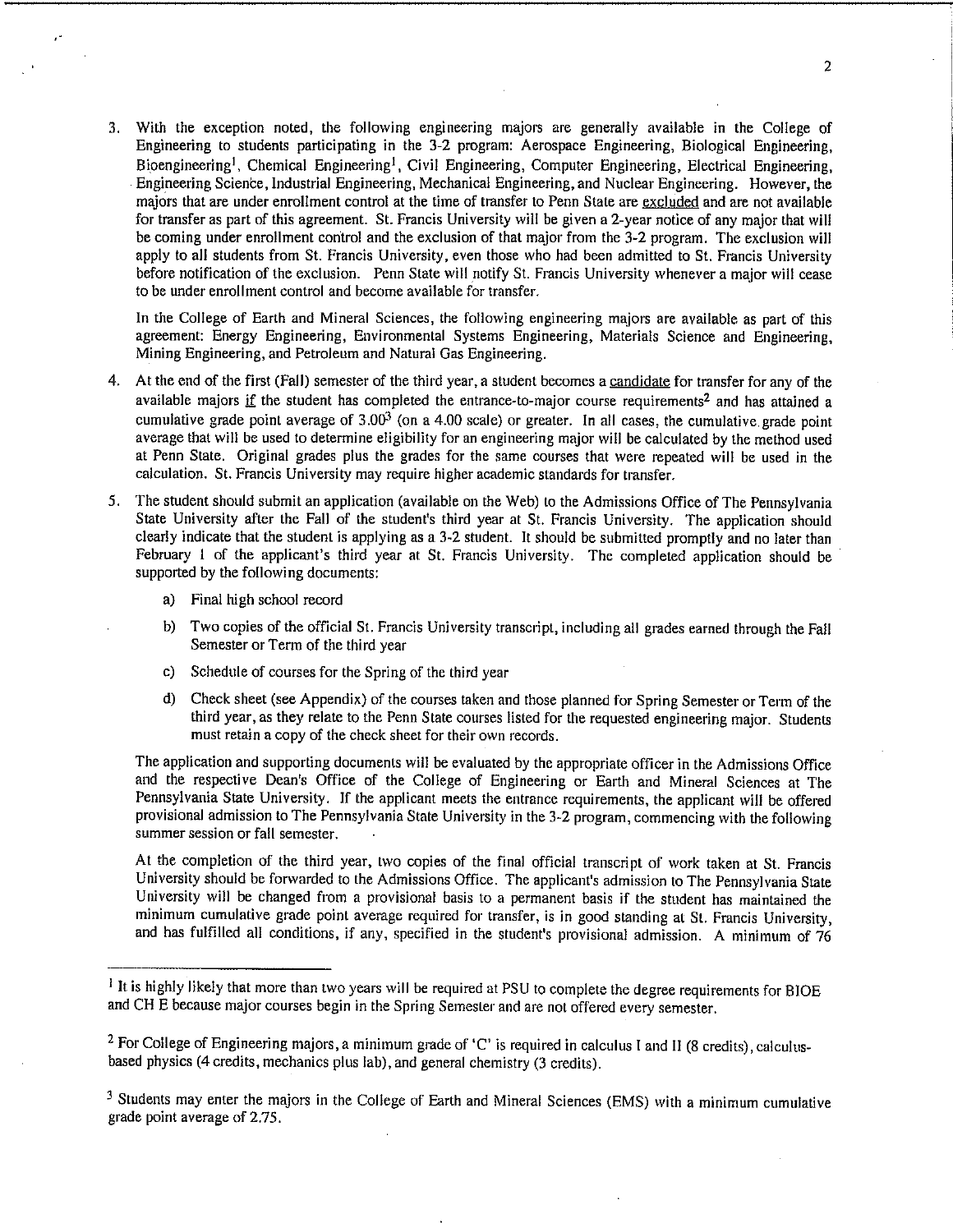3. With the exception noted, the following engineering majors are generally available in the College of Engineering to students participating in the 3-2 program: Aerospace Engineering, Biological Engineering, Bioengineering[1], Chemical Engineering[1], Civil Engineering, Computer Engineering, Electrical Engineering, Engineering Science, Industrial Engineering, Mechanical Engineering, and Nuclear Engineering. However, the majors that are under enrollment control at the time of transfer to Penn State are <u>excluded</u> and are not available for transfer as part of this agreement. St. Francis University will be given a 2-year notice of any major that will be coming under enrollment control and the exclusion of that major from the 3-2 program. The exclusion will apply to all students from St. Francis University, even those who had been admitted to St. Francis University before notification of the exclusion. Penn State will notify St. Francis University whenever a major will cease to be under enrollment control and become available for transfer.

   In the College of Earth and Mineral Sciences, the following engineering majors are available as part of this agreement: Energy Engineering, Environmental Systems Engineering, Materials Science and Engineering, Mining Engineering, and Petroleum and Natural Gas Engineering.

4. At the end of the first (Fall) semester of the third year, a student becomes a <u>candidate</u> for transfer for any of the available majors <u>if</u> the student has completed the entrance-to-major course requirements[2] and has attained a cumulative grade point average of 3.00[3] (on a 4.00 scale) or greater. In all cases, the cumulative grade point average that will be used to determine eligibility for an engineering major will be calculated by the method used at Penn State. Original grades plus the grades for the same courses that were repeated will be used in the calculation. St. Francis University may require higher academic standards for transfer.

5. The student should submit an application (available on the Web) to the Admissions Office of The Pennsylvania State University after the Fall of the student's third year at St. Francis University. The application should clearly indicate that the student is applying as a 3-2 student. It should be submitted promptly and no later than February 1 of the applicant's third year at St. Francis University. The completed application should be supported by the following documents:

   a) Final high school record

   b) Two copies of the official St. Francis University transcript, including all grades earned through the Fall Semester or Term of the third year

   c) Schedule of courses for the Spring of the third year

   d) Check sheet (see Appendix) of the courses taken and those planned for Spring Semester or Term of the third year, as they relate to the Penn State courses listed for the requested engineering major. Students must retain a copy of the check sheet for their own records.

   The application and supporting documents will be evaluated by the appropriate officer in the Admissions Office and the respective Dean's Office of the College of Engineering or Earth and Mineral Sciences at The Pennsylvania State University. If the applicant meets the entrance requirements, the applicant will be offered provisional admission to The Pennsylvania State University in the 3-2 program, commencing with the following summer session or fall semester.

   At the completion of the third year, two copies of the final official transcript of work taken at St. Francis University should be forwarded to the Admissions Office. The applicant's admission to The Pennsylvania State University will be changed from a provisional basis to a permanent basis if the student has maintained the minimum cumulative grade point average required for transfer, is in good standing at St. Francis University, and has fulfilled all conditions, if any, specified in the student's provisional admission. A minimum of 76

---

[1] It is highly likely that more than two years will be required at PSU to complete the degree requirements for BIOE and CH E because major courses begin in the Spring Semester and are not offered every semester.

[2] For College of Engineering majors, a minimum grade of 'C' is required in calculus I and II (8 credits), calculus-based physics (4 credits, mechanics plus lab), and general chemistry (3 credits).

[3] Students may enter the majors in the College of Earth and Mineral Sciences (EMS) with a minimum cumulative grade point average of 2.75.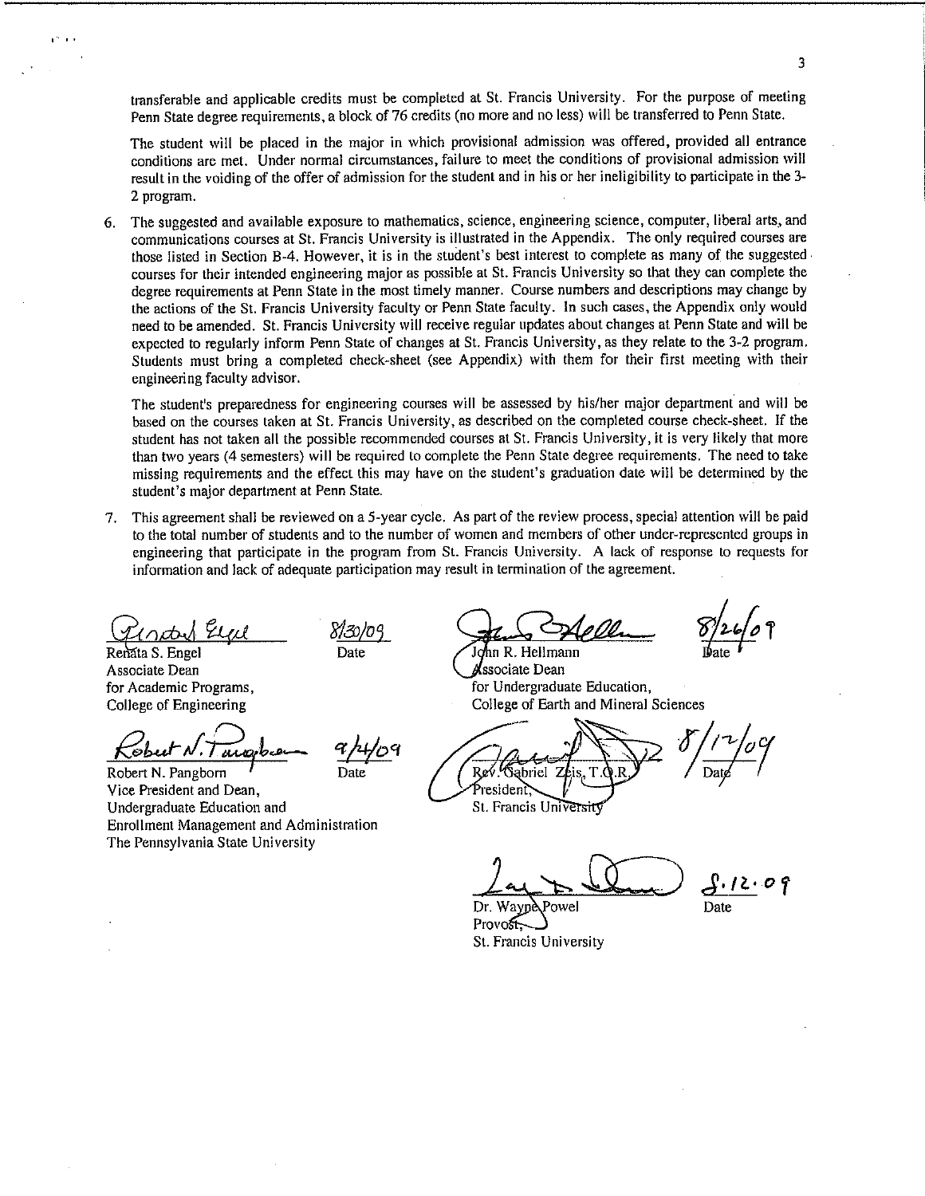transferable and applicable credits must be completed at St. Francis University. For the purpose of meeting Penn State degree requirements, a block of 76 credits (no more and no less) will be transferred to Penn State.

The student will be placed in the major in which provisional admission was offered, provided all entrance conditions are met. Under normal circumstances, failure to meet the conditions of provisional admission will result in the voiding of the offer of admission for the student and in his or her ineligibility to participate in the 3-2 program.

6. The suggested and available exposure to mathematics, science, engineering science, computer, liberal arts, and communications courses at St. Francis University is illustrated in the Appendix. The only required courses are those listed in Section B-4. However, it is in the student's best interest to complete as many of the suggested courses for their intended engineering major as possible at St. Francis University so that they can complete the degree requirements at Penn State in the most timely manner. Course numbers and descriptions may change by the actions of the St. Francis University faculty or Penn State faculty. In such cases, the Appendix only would need to be amended. St. Francis University will receive regular updates about changes at Penn State and will be expected to regularly inform Penn State of changes at St. Francis University, as they relate to the 3-2 program. Students must bring a completed check-sheet (see Appendix) with them for their first meeting with their engineering faculty advisor.

   The student's preparedness for engineering courses will be assessed by his/her major department and will be based on the courses taken at St. Francis University, as described on the completed course check-sheet. If the student has not taken all the possible recommended courses at St. Francis University, it is very likely that more than two years (4 semesters) will be required to complete the Penn State degree requirements. The need to take missing requirements and the effect this may have on the student's graduation date will be determined by the student's major department at Penn State.

7. This agreement shall be reviewed on a 5-year cycle. As part of the review process, special attention will be paid to the total number of students and to the number of women and members of other under-represented groups in engineering that participate in the program from St. Francis University. A lack of response to requests for information and lack of adequate participation may result in termination of the agreement.

Renata S. Engel
Associate Dean
for Academic Programs,
College of Engineering

8/30/09
Date

John R. Hellmann
Associate Dean
for Undergraduate Education,
College of Earth and Mineral Sciences

8/26/09
Date

Robert N. Pangborn
Vice President and Dean,
Undergraduate Education and
Enrollment Management and Administration
The Pennsylvania State University

9/24/09
Date

Rev. Gabriel Zeis, T.O.R.
President,
St. Francis University

8/12/09
Date

Dr. Wayne Powel
Provost,
St. Francis University

8.12.09
Date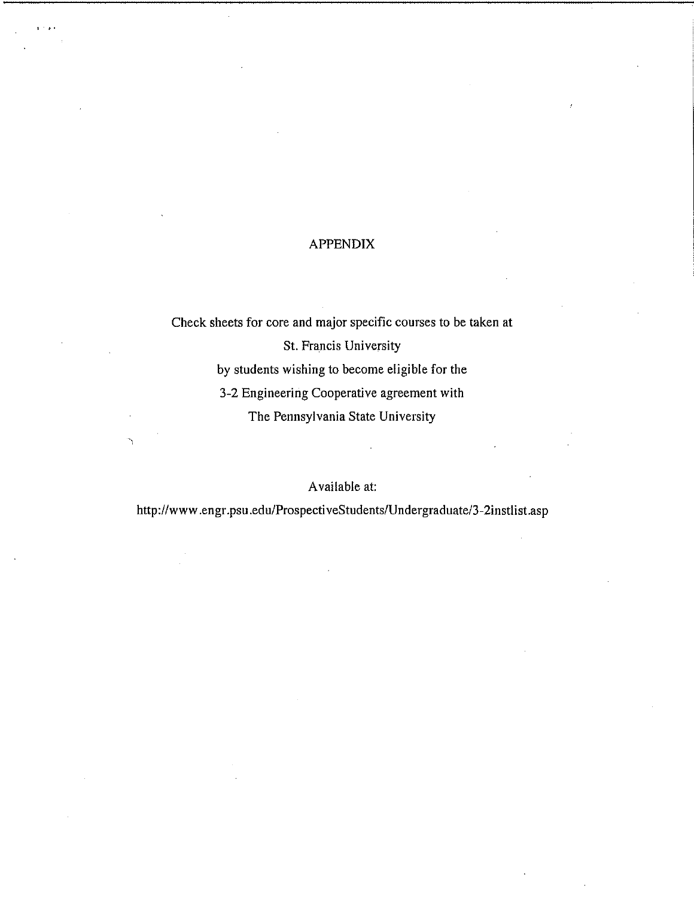# APPENDIX

Check sheets for core and major specific courses to be taken at
St. Francis University
by students wishing to become eligible for the
3-2 Engineering Cooperative agreement with
The Pennsylvania State University

Available at:
http://www.engr.psu.edu/ProspectiveStudents/Undergraduate/3-2instlist.asp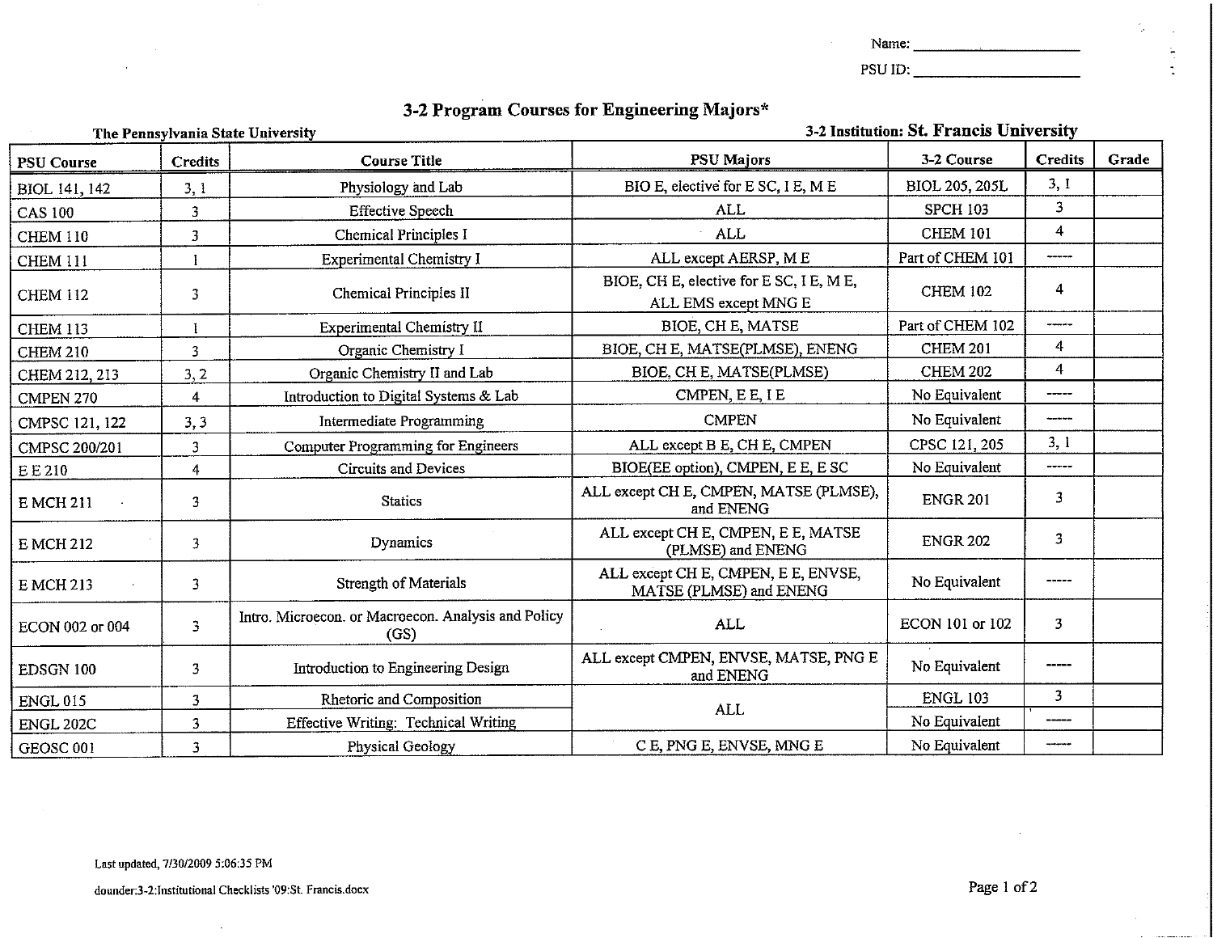Name: ____________________

PSU ID: ____________________

# 3-2 Program Courses for Engineering Majors*

**The Pennsylvania State University** — **3-2 Institution: St. Francis University**

| PSU Course | Credits | Course Title | PSU Majors | 3-2 Course | Credits | Grade |
|---|---|---|---|---|---|---|
| BIOL 141, 142 | 3, 1 | Physiology and Lab | BIO E, elective for E SC, I E, M E | BIOL 205, 205L | 3, 1 | |
| CAS 100 | 3 | Effective Speech | ALL | SPCH 103 | 3 | |
| CHEM 110 | 3 | Chemical Principles I | ALL | CHEM 101 | 4 | |
| CHEM 111 | 1 | Experimental Chemistry I | ALL except AERSP, M E | Part of CHEM 101 | ----- | |
| CHEM 112 | 3 | Chemical Principles II | BIOE, CH E, elective for E SC, I E, M E, ALL EMS except MNG E | CHEM 102 | 4 | |
| CHEM 113 | 1 | Experimental Chemistry II | BIOE, CH E, MATSE | Part of CHEM 102 | ----- | |
| CHEM 210 | 3 | Organic Chemistry I | BIOE, CH E, MATSE(PLMSE), ENENG | CHEM 201 | 4 | |
| CHEM 212, 213 | 3, 2 | Organic Chemistry II and Lab | BIOE, CH E, MATSE(PLMSE) | CHEM 202 | 4 | |
| CMPEN 270 | 4 | Introduction to Digital Systems & Lab | CMPEN, E E, I E | No Equivalent | ----- | |
| CMPSC 121, 122 | 3, 3 | Intermediate Programming | CMPEN | No Equivalent | ----- | |
| CMPSC 200/201 | 3 | Computer Programming for Engineers | ALL except B E, CH E, CMPEN | CPSC 121, 205 | 3, 1 | |
| E E 210 | 4 | Circuits and Devices | BIOE(EE option), CMPEN, E E, E SC | No Equivalent | ----- | |
| E MCH 211 | 3 | Statics | ALL except CH E, CMPEN, MATSE (PLMSE), and ENENG | ENGR 201 | 3 | |
| E MCH 212 | 3 | Dynamics | ALL except CH E, CMPEN, E E, MATSE (PLMSE) and ENENG | ENGR 202 | 3 | |
| E MCH 213 | 3 | Strength of Materials | ALL except CH E, CMPEN, E E, ENVSE, MATSE (PLMSE) and ENENG | No Equivalent | ----- | |
| ECON 002 or 004 | 3 | Intro. Microecon. or Macroecon. Analysis and Policy (GS) | ALL | ECON 101 or 102 | 3 | |
| EDSGN 100 | 3 | Introduction to Engineering Design | ALL except CMPEN, ENVSE, MATSE, PNG E and ENENG | No Equivalent | ----- | |
| ENGL 015 | 3 | Rhetoric and Composition | ALL | ENGL 103 | 3 | |
| ENGL 202C | 3 | Effective Writing: Technical Writing | ALL | No Equivalent | ----- | |
| GEOSC 001 | 3 | Physical Geology | C E, PNG E, ENVSE, MNG E | No Equivalent | ----- | |

Last updated, 7/30/2009 5:06:35 PM

dounder:3-2:Institutional Checklists '09:St. Francis.docx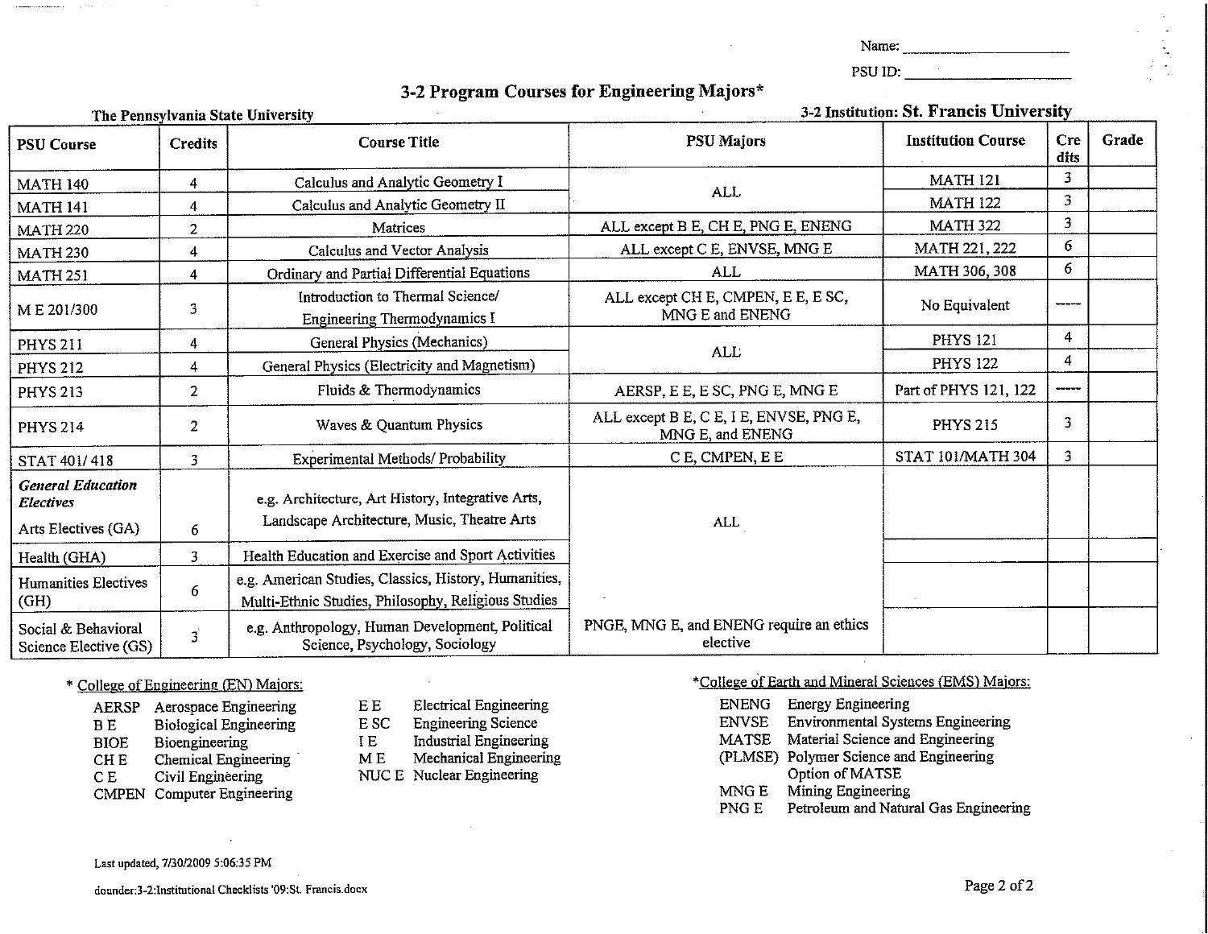Name: ____________________

PSU ID: ____________________

# 3-2 Program Courses for Engineering Majors*

**The Pennsylvania State University** — **3-2 Institution: St. Francis University**

| PSU Course | Credits | Course Title | PSU Majors | Institution Course | Credits | Grade |
|---|---|---|---|---|---|---|
| MATH 140 | 4 | Calculus and Analytic Geometry I | ALL | MATH 121 | 3 | |
| MATH 141 | 4 | Calculus and Analytic Geometry II | | MATH 122 | 3 | |
| MATH 220 | 2 | Matrices | ALL except B E, CH E, PNG E, ENENG | MATH 322 | 3 | |
| MATH 230 | 4 | Calculus and Vector Analysis | ALL except C E, ENVSE, MNG E | MATH 221, 222 | 6 | |
| MATH 251 | 4 | Ordinary and Partial Differential Equations | ALL | MATH 306, 308 | 6 | |
| M E 201/300 | 3 | Introduction to Thermal Science/ Engineering Thermodynamics I | ALL except CH E, CMPEN, E E, E SC, MNG E and ENENG | No Equivalent | ----- | |
| PHYS 211 | 4 | General Physics (Mechanics) | ALL | PHYS 121 | 4 | |
| PHYS 212 | 4 | General Physics (Electricity and Magnetism) | | PHYS 122 | 4 | |
| PHYS 213 | 2 | Fluids & Thermodynamics | AERSP, E E, E SC, PNG E, MNG E | Part of PHYS 121, 122 | ----- | |
| PHYS 214 | 2 | Waves & Quantum Physics | ALL except B E, C E, I E, ENVSE, PNG E, MNG E, and ENENG | PHYS 215 | 3 | |
| STAT 401/ 418 | 3 | Experimental Methods/ Probability | C E, CMPEN, E E | STAT 101/MATH 304 | 3 | |
| ***General Education Electives*** Arts Electives (GA) | 6 | e.g. Architecture, Art History, Integrative Arts, Landscape Architecture, Music, Theatre Arts | ALL | | | |
| Health (GHA) | 3 | Health Education and Exercise and Sport Activities | | | | |
| Humanities Electives (GH) | 6 | e.g. American Studies, Classics, History, Humanities, Multi-Ethnic Studies, Philosophy, Religious Studies | | | | |
| Social & Behavioral Science Elective (GS) | 3 | e.g. Anthropology, Human Development, Political Science, Psychology, Sociology | PNGE, MNG E, and ENENG require an ethics elective | | | |

\* College of Engineering (EN) Majors:

- AERSP — Aerospace Engineering
- B E — Biological Engineering
- BIOE — Bioengineering
- CH E — Chemical Engineering
- C E — Civil Engineering
- CMPEN — Computer Engineering
- E E — Electrical Engineering
- E SC — Engineering Science
- I E — Industrial Engineering
- M E — Mechanical Engineering
- NUC E — Nuclear Engineering

\*College of Earth and Mineral Sciences (EMS) Majors:

- ENENG — Energy Engineering
- ENVSE — Environmental Systems Engineering
- MATSE — Material Science and Engineering
- (PLMSE) — Polymer Science and Engineering Option of MATSE
- MNG E — Mining Engineering
- PNG E — Petroleum and Natural Gas Engineering

Last updated, 7/30/2009 5:06:35 PM

dounder:3-2:Institutional Checklists '09:St. Francis.docx